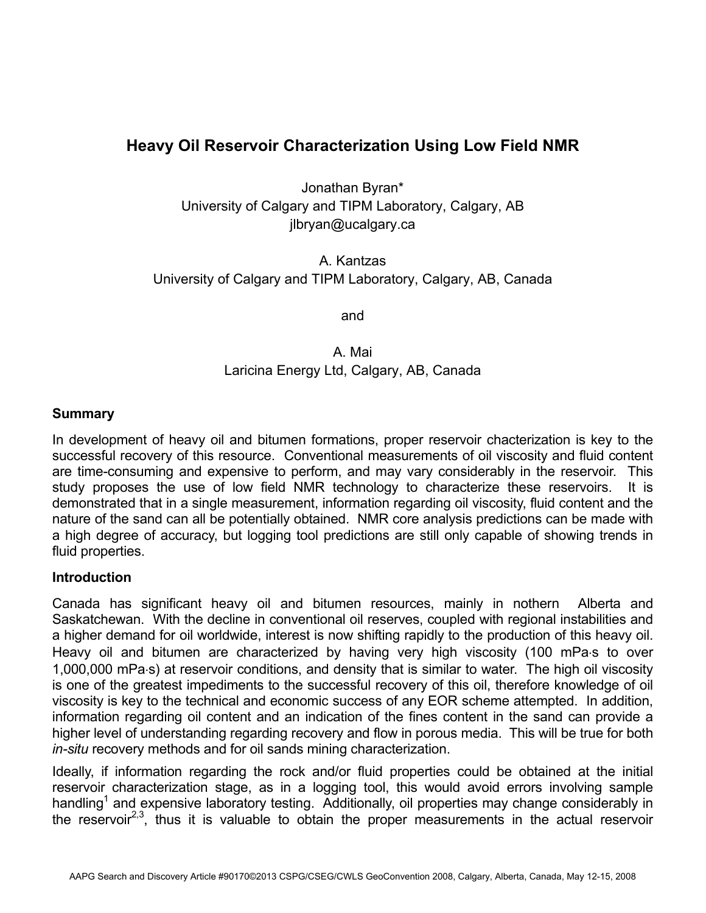# Heavy Oil Reservoir Characterization Using Low Field NMR

Jonathan Byran*
University of Calgary and TIPM Laboratory, Calgary, AB
jlbryan@ucalgary.ca

A. Kantzas
University of Calgary and TIPM Laboratory, Calgary, AB, Canada

and

A. Mai
Laricina Energy Ltd, Calgary, AB, Canada

## Summary

In development of heavy oil and bitumen formations, proper reservoir chacterization is key to the successful recovery of this resource. Conventional measurements of oil viscosity and fluid content are time-consuming and expensive to perform, and may vary considerably in the reservoir. This study proposes the use of low field NMR technology to characterize these reservoirs. It is demonstrated that in a single measurement, information regarding oil viscosity, fluid content and the nature of the sand can all be potentially obtained. NMR core analysis predictions can be made with a high degree of accuracy, but logging tool predictions are still only capable of showing trends in fluid properties.

## Introduction

Canada has significant heavy oil and bitumen resources, mainly in nothern Alberta and Saskatchewan. With the decline in conventional oil reserves, coupled with regional instabilities and a higher demand for oil worldwide, interest is now shifting rapidly to the production of this heavy oil. Heavy oil and bitumen are characterized by having very high viscosity (100 mPa·s to over 1,000,000 mPa·s) at reservoir conditions, and density that is similar to water. The high oil viscosity is one of the greatest impediments to the successful recovery of this oil, therefore knowledge of oil viscosity is key to the technical and economic success of any EOR scheme attempted. In addition, information regarding oil content and an indication of the fines content in the sand can provide a higher level of understanding regarding recovery and flow in porous media. This will be true for both *in-situ* recovery methods and for oil sands mining characterization.

Ideally, if information regarding the rock and/or fluid properties could be obtained at the initial reservoir characterization stage, as in a logging tool, this would avoid errors involving sample handling[1] and expensive laboratory testing. Additionally, oil properties may change considerably in the reservoir[2,3], thus it is valuable to obtain the proper measurements in the actual reservoir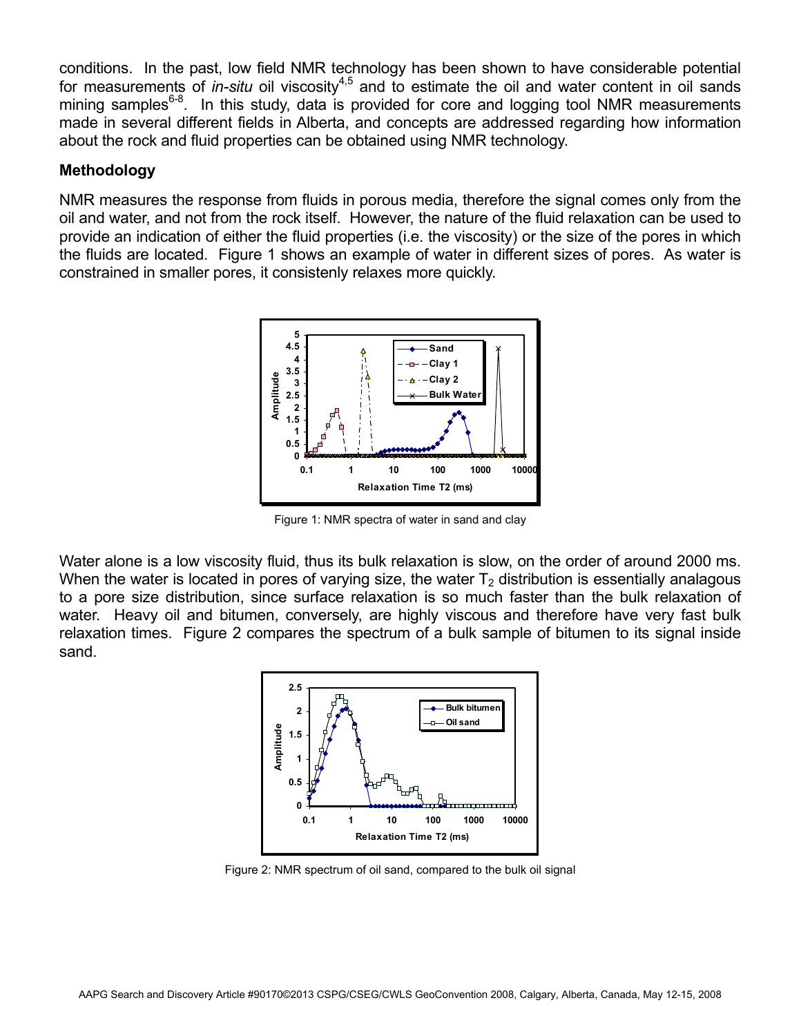conditions. In the past, low field NMR technology has been shown to have considerable potential for measurements of *in-situ* oil viscosity[4,5] and to estimate the oil and water content in oil sands mining samples[6-8]. In this study, data is provided for core and logging tool NMR measurements made in several different fields in Alberta, and concepts are addressed regarding how information about the rock and fluid properties can be obtained using NMR technology.

## Methodology

NMR measures the response from fluids in porous media, therefore the signal comes only from the oil and water, and not from the rock itself. However, the nature of the fluid relaxation can be used to provide an indication of either the fluid properties (i.e. the viscosity) or the size of the pores in which the fluids are located. Figure 1 shows an example of water in different sizes of pores. As water is constrained in smaller pores, it consistenly relaxes more quickly.

Figure 1: NMR spectra of water in sand and clay

Water alone is a low viscosity fluid, thus its bulk relaxation is slow, on the order of around 2000 ms. When the water is located in pores of varying size, the water $T_2$ distribution is essentially analagous to a pore size distribution, since surface relaxation is so much faster than the bulk relaxation of water. Heavy oil and bitumen, conversely, are highly viscous and therefore have very fast bulk relaxation times. Figure 2 compares the spectrum of a bulk sample of bitumen to its signal inside sand.

Figure 2: NMR spectrum of oil sand, compared to the bulk oil signal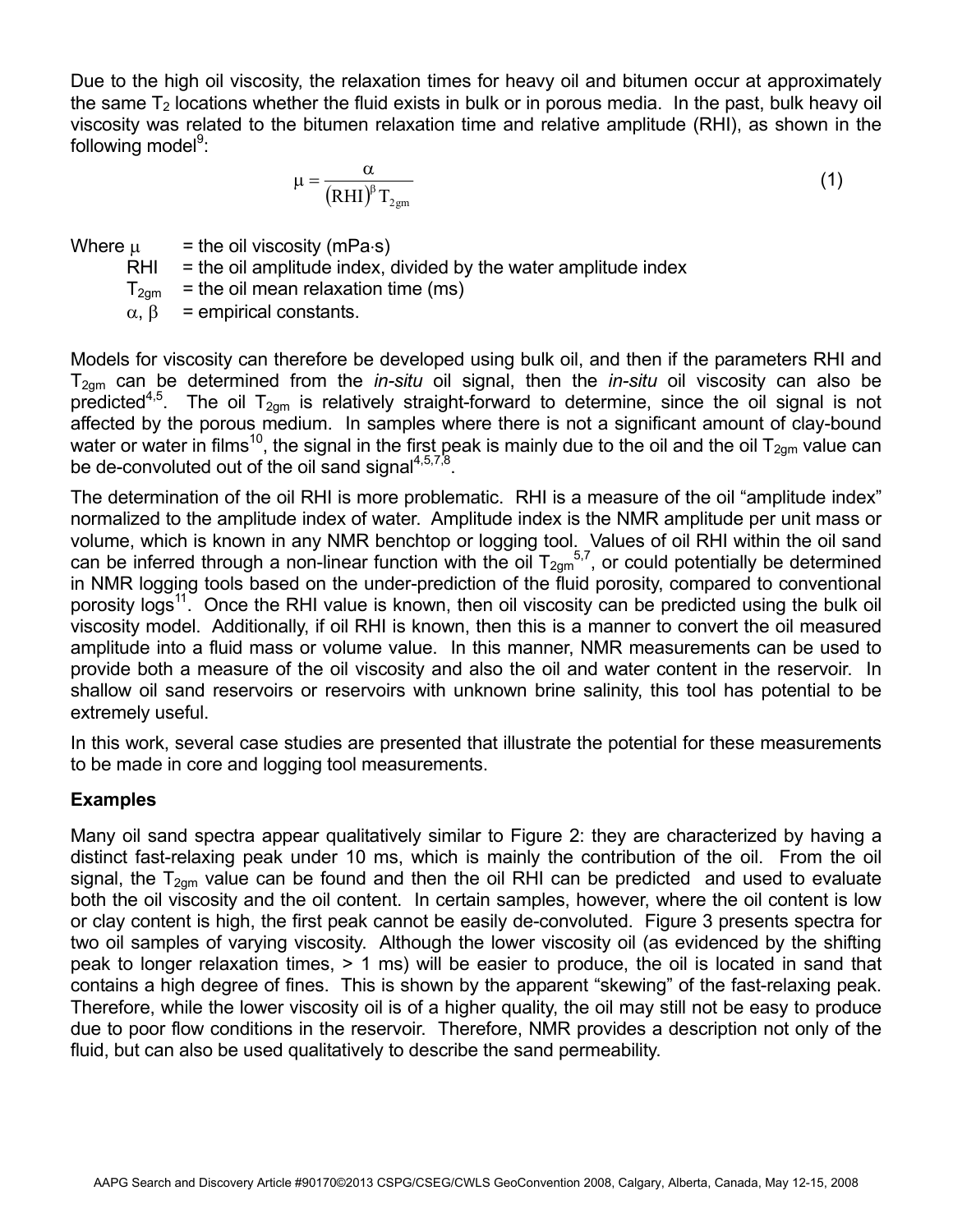Due to the high oil viscosity, the relaxation times for heavy oil and bitumen occur at approximately the same $T_2$ locations whether the fluid exists in bulk or in porous media. In the past, bulk heavy oil viscosity was related to the bitumen relaxation time and relative amplitude (RHI), as shown in the following model[9]:

$$\mu = \frac{\alpha}{(\mathrm{RHI})^{\beta}\, T_{2gm}} \tag{1}$$

Where $\mu$ = the oil viscosity (mPa·s)
RHI = the oil amplitude index, divided by the water amplitude index
$T_{2gm}$ = the oil mean relaxation time (ms)
$\alpha$, $\beta$ = empirical constants.

Models for viscosity can therefore be developed using bulk oil, and then if the parameters RHI and $T_{2gm}$ can be determined from the *in-situ* oil signal, then the *in-situ* oil viscosity can also be predicted[4,5]. The oil $T_{2gm}$ is relatively straight-forward to determine, since the oil signal is not affected by the porous medium. In samples where there is not a significant amount of clay-bound water or water in films[10], the signal in the first peak is mainly due to the oil and the oil $T_{2gm}$ value can be de-convoluted out of the oil sand signal[4,5,7,8].

The determination of the oil RHI is more problematic. RHI is a measure of the oil "amplitude index" normalized to the amplitude index of water. Amplitude index is the NMR amplitude per unit mass or volume, which is known in any NMR benchtop or logging tool. Values of oil RHI within the oil sand can be inferred through a non-linear function with the oil $T_{2gm}$[5,7], or could potentially be determined in NMR logging tools based on the under-prediction of the fluid porosity, compared to conventional porosity logs[11]. Once the RHI value is known, then oil viscosity can be predicted using the bulk oil viscosity model. Additionally, if oil RHI is known, then this is a manner to convert the oil measured amplitude into a fluid mass or volume value. In this manner, NMR measurements can be used to provide both a measure of the oil viscosity and also the oil and water content in the reservoir. In shallow oil sand reservoirs or reservoirs with unknown brine salinity, this tool has potential to be extremely useful.

In this work, several case studies are presented that illustrate the potential for these measurements to be made in core and logging tool measurements.

## Examples

Many oil sand spectra appear qualitatively similar to Figure 2: they are characterized by having a distinct fast-relaxing peak under 10 ms, which is mainly the contribution of the oil. From the oil signal, the $T_{2gm}$ value can be found and then the oil RHI can be predicted and used to evaluate both the oil viscosity and the oil content. In certain samples, however, where the oil content is low or clay content is high, the first peak cannot be easily de-convoluted. Figure 3 presents spectra for two oil samples of varying viscosity. Although the lower viscosity oil (as evidenced by the shifting peak to longer relaxation times, > 1 ms) will be easier to produce, the oil is located in sand that contains a high degree of fines. This is shown by the apparent "skewing" of the fast-relaxing peak. Therefore, while the lower viscosity oil is of a higher quality, the oil may still not be easy to produce due to poor flow conditions in the reservoir. Therefore, NMR provides a description not only of the fluid, but can also be used qualitatively to describe the sand permeability.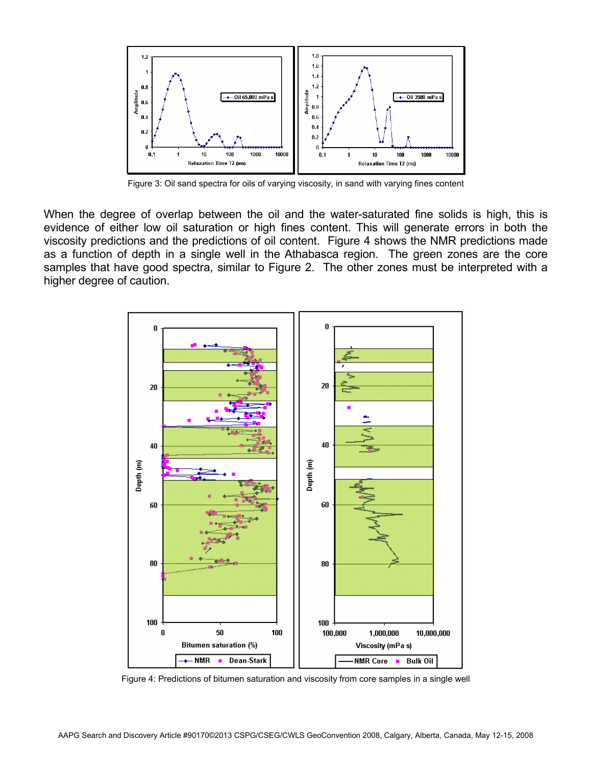Figure 3: Oil sand spectra for oils of varying viscosity, in sand with varying fines content

When the degree of overlap between the oil and the water-saturated fine solids is high, this is evidence of either low oil saturation or high fines content. This will generate errors in both the viscosity predictions and the predictions of oil content. Figure 4 shows the NMR predictions made as a function of depth in a single well in the Athabasca region. The green zones are the core samples that have good spectra, similar to Figure 2. The other zones must be interpreted with a higher degree of caution.

Figure 4: Predictions of bitumen saturation and viscosity from core samples in a single well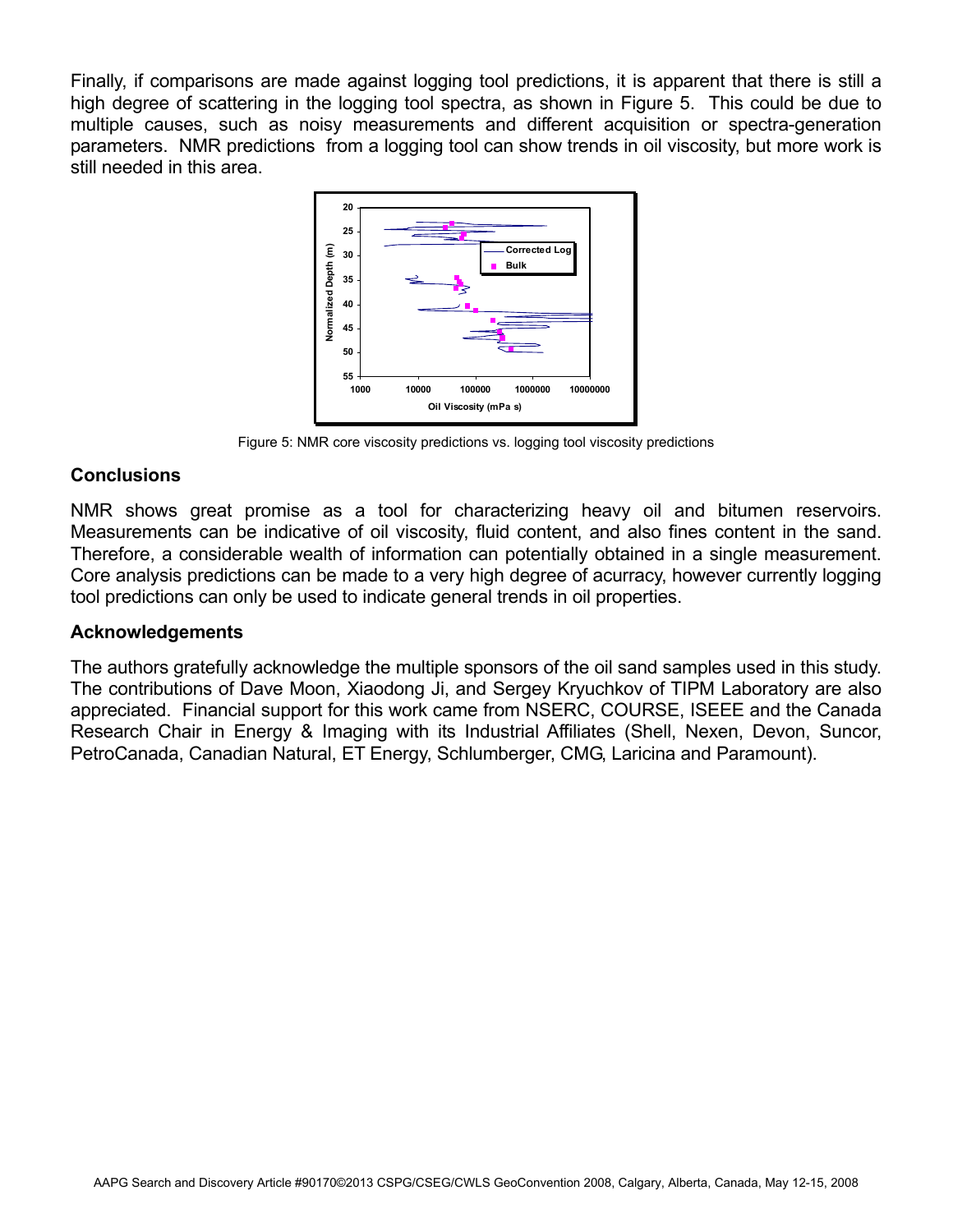Finally, if comparisons are made against logging tool predictions, it is apparent that there is still a high degree of scattering in the logging tool spectra, as shown in Figure 5. This could be due to multiple causes, such as noisy measurements and different acquisition or spectra-generation parameters. NMR predictions from a logging tool can show trends in oil viscosity, but more work is still needed in this area.

Figure 5: NMR core viscosity predictions vs. logging tool viscosity predictions

## Conclusions

NMR shows great promise as a tool for characterizing heavy oil and bitumen reservoirs. Measurements can be indicative of oil viscosity, fluid content, and also fines content in the sand. Therefore, a considerable wealth of information can potentially obtained in a single measurement. Core analysis predictions can be made to a very high degree of acurracy, however currently logging tool predictions can only be used to indicate general trends in oil properties.

## Acknowledgements

The authors gratefully acknowledge the multiple sponsors of the oil sand samples used in this study. The contributions of Dave Moon, Xiaodong Ji, and Sergey Kryuchkov of TIPM Laboratory are also appreciated. Financial support for this work came from NSERC, COURSE, ISEEE and the Canada Research Chair in Energy & Imaging with its Industrial Affiliates (Shell, Nexen, Devon, Suncor, PetroCanada, Canadian Natural, ET Energy, Schlumberger, CMG, Laricina and Paramount).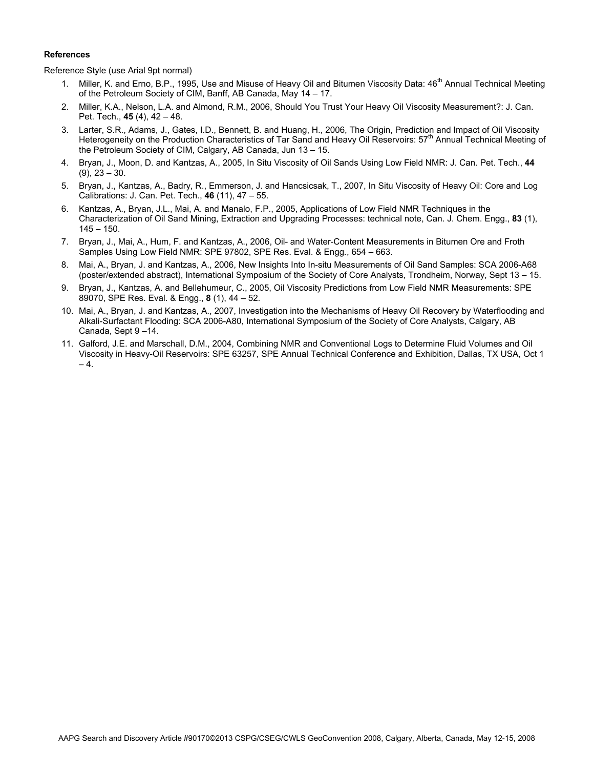**References**

Reference Style (use Arial 9pt normal)

1. Miller, K. and Erno, B.P., 1995, Use and Misuse of Heavy Oil and Bitumen Viscosity Data: 46th Annual Technical Meeting of the Petroleum Society of CIM, Banff, AB Canada, May 14 – 17.
2. Miller, K.A., Nelson, L.A. and Almond, R.M., 2006, Should You Trust Your Heavy Oil Viscosity Measurement?: J. Can. Pet. Tech., **45** (4), 42 – 48.
3. Larter, S.R., Adams, J., Gates, I.D., Bennett, B. and Huang, H., 2006, The Origin, Prediction and Impact of Oil Viscosity Heterogeneity on the Production Characteristics of Tar Sand and Heavy Oil Reservoirs: 57th Annual Technical Meeting of the Petroleum Society of CIM, Calgary, AB Canada, Jun 13 – 15.
4. Bryan, J., Moon, D. and Kantzas, A., 2005, In Situ Viscosity of Oil Sands Using Low Field NMR: J. Can. Pet. Tech., **44** (9), 23 – 30.
5. Bryan, J., Kantzas, A., Badry, R., Emmerson, J. and Hancsicsak, T., 2007, In Situ Viscosity of Heavy Oil: Core and Log Calibrations: J. Can. Pet. Tech., **46** (11), 47 – 55.
6. Kantzas, A., Bryan, J.L., Mai, A. and Manalo, F.P., 2005, Applications of Low Field NMR Techniques in the Characterization of Oil Sand Mining, Extraction and Upgrading Processes: technical note, Can. J. Chem. Engg., **83** (1), 145 – 150.
7. Bryan, J., Mai, A., Hum, F. and Kantzas, A., 2006, Oil- and Water-Content Measurements in Bitumen Ore and Froth Samples Using Low Field NMR: SPE 97802, SPE Res. Eval. & Engg., 654 – 663.
8. Mai, A., Bryan, J. and Kantzas, A., 2006, New Insights Into In-situ Measurements of Oil Sand Samples: SCA 2006-A68 (poster/extended abstract), International Symposium of the Society of Core Analysts, Trondheim, Norway, Sept 13 – 15.
9. Bryan, J., Kantzas, A. and Bellehumeur, C., 2005, Oil Viscosity Predictions from Low Field NMR Measurements: SPE 89070, SPE Res. Eval. & Engg., **8** (1), 44 – 52.
10. Mai, A., Bryan, J. and Kantzas, A., 2007, Investigation into the Mechanisms of Heavy Oil Recovery by Waterflooding and Alkali-Surfactant Flooding: SCA 2006-A80, International Symposium of the Society of Core Analysts, Calgary, AB Canada, Sept 9 –14.
11. Galford, J.E. and Marschall, D.M., 2004, Combining NMR and Conventional Logs to Determine Fluid Volumes and Oil Viscosity in Heavy-Oil Reservoirs: SPE 63257, SPE Annual Technical Conference and Exhibition, Dallas, TX USA, Oct 1 – 4.